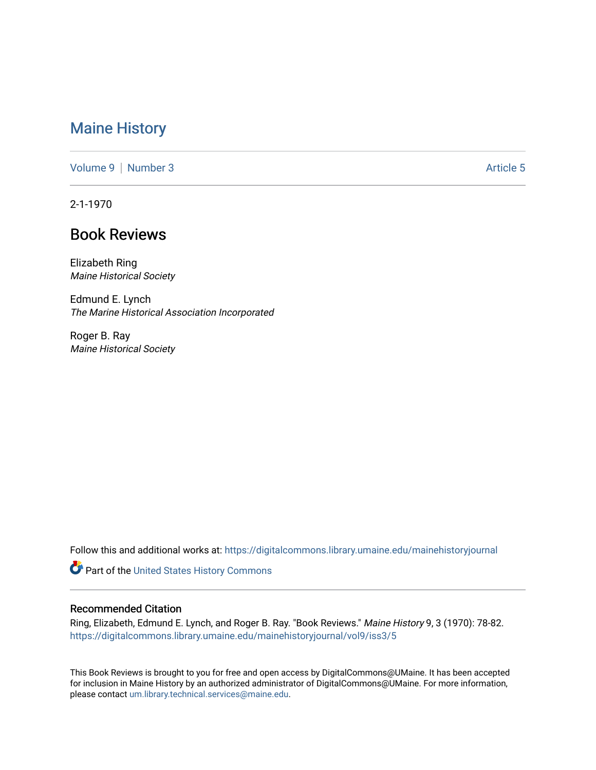# Maine History

Volume 9 | Number 3 Article 5

2-1-1970

## Book Reviews

Elizabeth Ring
*Maine Historical Society*

Edmund E. Lynch
*The Marine Historical Association Incorporated*

Roger B. Ray
*Maine Historical Society*

Follow this and additional works at: https://digitalcommons.library.umaine.edu/mainehistoryjournal

Part of the United States History Commons

### Recommended Citation

Ring, Elizabeth, Edmund E. Lynch, and Roger B. Ray. "Book Reviews." *Maine History* 9, 3 (1970): 78-82.
https://digitalcommons.library.umaine.edu/mainehistoryjournal/vol9/iss3/5

This Book Reviews is brought to you for free and open access by DigitalCommons@UMaine. It has been accepted for inclusion in Maine History by an authorized administrator of DigitalCommons@UMaine. For more information, please contact um.library.technical.services@maine.edu.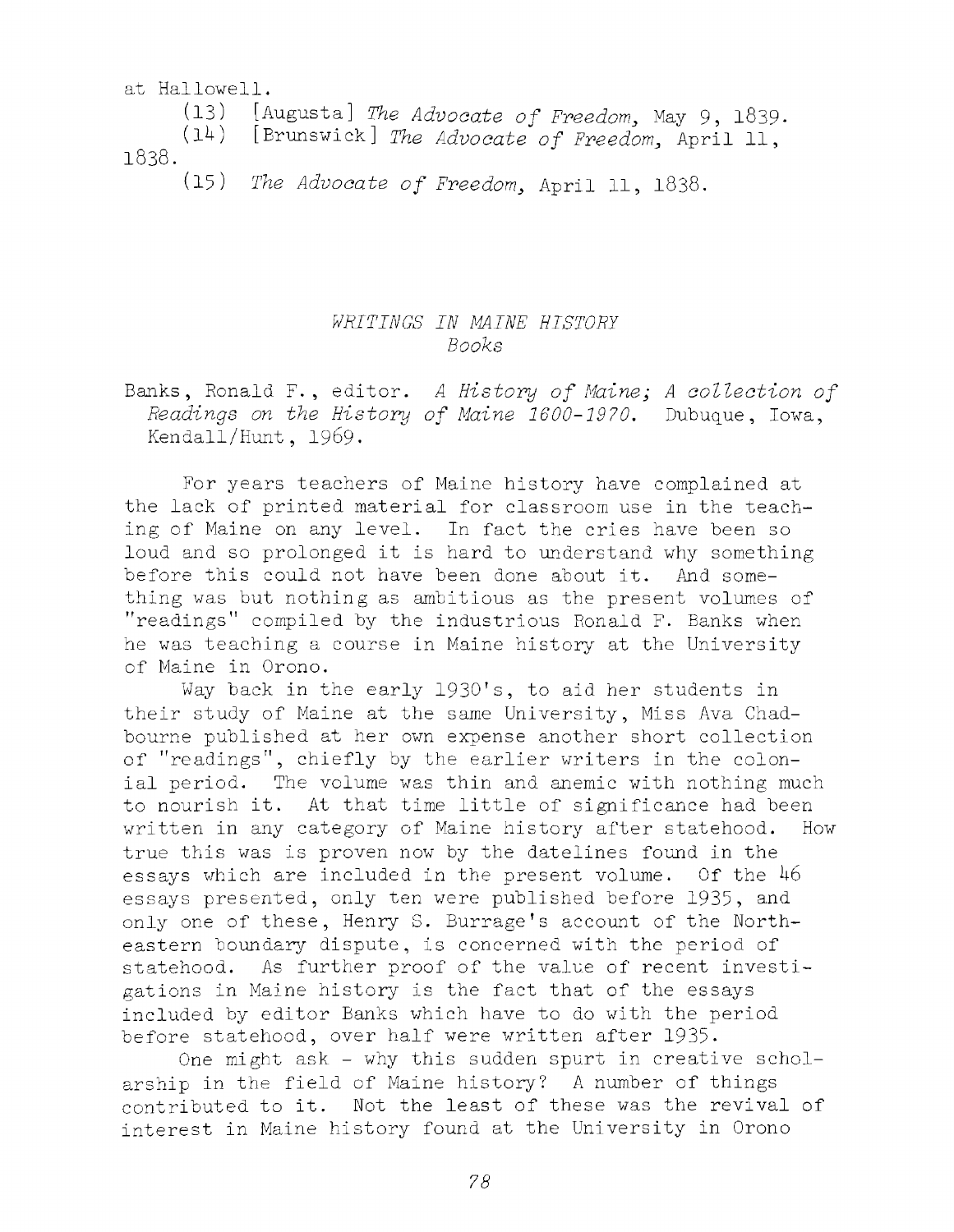at Hallowell.

(13) [Augusta] *The Advocate of Freedom*, May 9, 1839.

(14) [Brunswick] *The Advocate of Freedom*, April 11, 1838.

(15) *The Advocate of Freedom*, April 11, 1838.

## *WRITINGS IN MAINE HISTORY*

### *Books*

Banks, Ronald F., editor. *A History of Maine; A collection of Readings on the History of Maine 1600-1970.* Dubuque, Iowa, Kendall/Hunt, 1969.

For years teachers of Maine history have complained at the lack of printed material for classroom use in the teaching of Maine on any level. In fact the cries have been so loud and so prolonged it is hard to understand why something before this could not have been done about it. And something was but nothing as ambitious as the present volumes of "readings" compiled by the industrious Ronald F. Banks when he was teaching a course in Maine history at the University of Maine in Orono.

Way back in the early 1930's, to aid her students in their study of Maine at the same University, Miss Ava Chadbourne published at her own expense another short collection of "readings", chiefly by the earlier writers in the colonial period. The volume was thin and anemic with nothing much to nourish it. At that time little of significance had been written in any category of Maine history after statehood. How true this was is proven now by the datelines found in the essays which are included in the present volume. Of the 46 essays presented, only ten were published before 1935, and only one of these, Henry S. Burrage's account of the Northeastern boundary dispute, is concerned with the period of statehood. As further proof of the value of recent investigations in Maine history is the fact that of the essays included by editor Banks which have to do with the period before statehood, over half were written after 1935.

One might ask - why this sudden spurt in creative scholarship in the field of Maine history? A number of things contributed to it. Not the least of these was the revival of interest in Maine history found at the University in Orono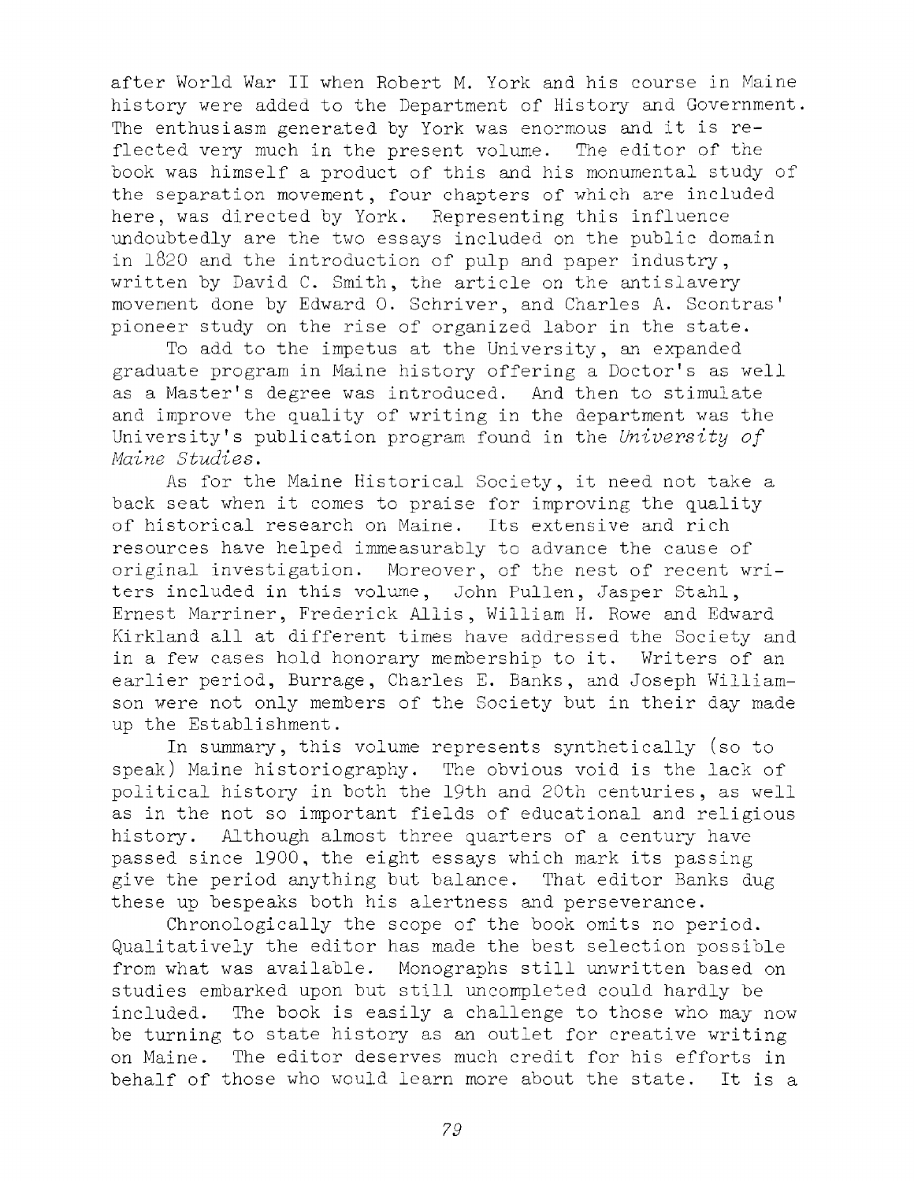after World War II when Robert M. York and his course in Maine history were added to the Department of History and Government. The enthusiasm generated by York was enormous and it is reflected very much in the present volume. The editor of the book was himself a product of this and his monumental study of the separation movement, four chapters of which are included here, was directed by York. Representing this influence undoubtedly are the two essays included on the public domain in 1820 and the introduction of pulp and paper industry, written by David C. Smith, the article on the antislavery movement done by Edward O. Schriver, and Charles A. Scontras' pioneer study on the rise of organized labor in the state.

To add to the impetus at the University, an expanded graduate program in Maine history offering a Doctor's as well as a Master's degree was introduced. And then to stimulate and improve the quality of writing in the department was the University's publication program found in the *University of Maine Studies*.

As for the Maine Historical Society, it need not take a back seat when it comes to praise for improving the quality of historical research on Maine. Its extensive and rich resources have helped immeasurably to advance the cause of original investigation. Moreover, of the nest of recent writers included in this volume, John Pullen, Jasper Stahl, Ernest Marriner, Frederick Allis, William H. Rowe and Edward Kirkland all at different times have addressed the Society and in a few cases hold honorary membership to it. Writers of an earlier period, Burrage, Charles E. Banks, and Joseph Williamson were not only members of the Society but in their day made up the Establishment.

In summary, this volume represents synthetically (so to speak) Maine historiography. The obvious void is the lack of political history in both the 19th and 20th centuries, as well as in the not so important fields of educational and religious history. Although almost three quarters of a century have passed since 1900, the eight essays which mark its passing give the period anything but balance. That editor Banks dug these up bespeaks both his alertness and perseverance.

Chronologically the scope of the book omits no period. Qualitatively the editor has made the best selection possible from what was available. Monographs still unwritten based on studies embarked upon but still uncompleted could hardly be included. The book is easily a challenge to those who may now be turning to state history as an outlet for creative writing on Maine. The editor deserves much credit for his efforts in behalf of those who would learn more about the state. It is a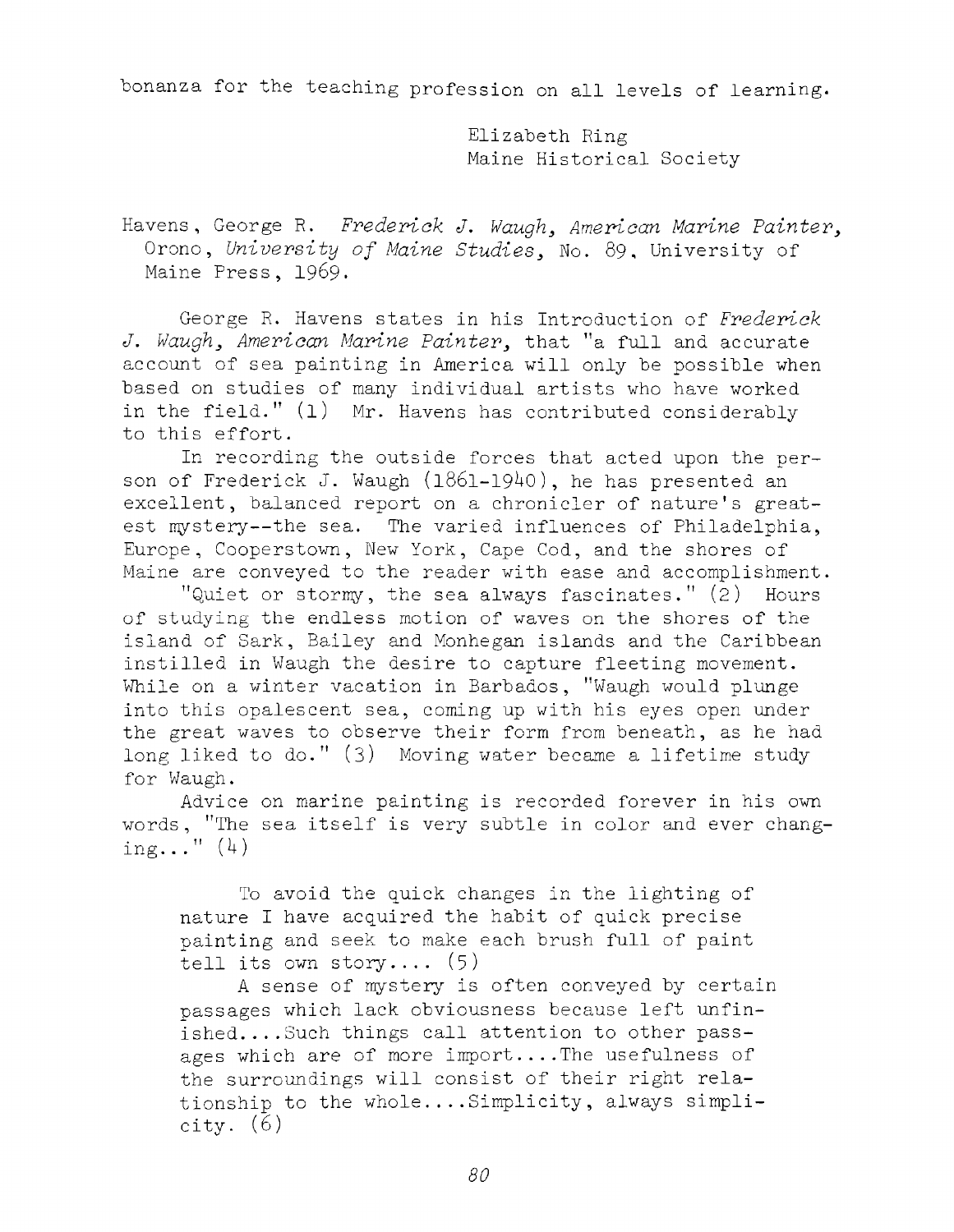bonanza for the teaching profession on all levels of learning.

Elizabeth Ring
Maine Historical Society

Havens, George R. *Frederick J. Waugh, American Marine Painter,* Orono, *University of Maine Studies,* No. 89, University of Maine Press, 1969.

George R. Havens states in his Introduction of *Frederick J. Waugh, American Marine Painter,* that "a full and accurate account of sea painting in America will only be possible when based on studies of many individual artists who have worked in the field." (1) Mr. Havens has contributed considerably to this effort.

In recording the outside forces that acted upon the person of Frederick J. Waugh (1861-1940), he has presented an excellent, balanced report on a chronicler of nature's greatest mystery--the sea. The varied influences of Philadelphia, Europe, Cooperstown, New York, Cape Cod, and the shores of Maine are conveyed to the reader with ease and accomplishment.

"Quiet or stormy, the sea always fascinates." (2) Hours of studying the endless motion of waves on the shores of the island of Sark, Bailey and Monhegan islands and the Caribbean instilled in Waugh the desire to capture fleeting movement. While on a winter vacation in Barbados, "Waugh would plunge into this opalescent sea, coming up with his eyes open under the great waves to observe their form from beneath, as he had long liked to do." (3) Moving water became a lifetime study for Waugh.

Advice on marine painting is recorded forever in his own words, "The sea itself is very subtle in color and ever changing..." (4)

> To avoid the quick changes in the lighting of nature I have acquired the habit of quick precise painting and seek to make each brush full of paint tell its own story.... (5)
>
> A sense of mystery is often conveyed by certain passages which lack obviousness because left unfinished....Such things call attention to other passages which are of more import....The usefulness of the surroundings will consist of their right relationship to the whole....Simplicity, always simplicity. (6)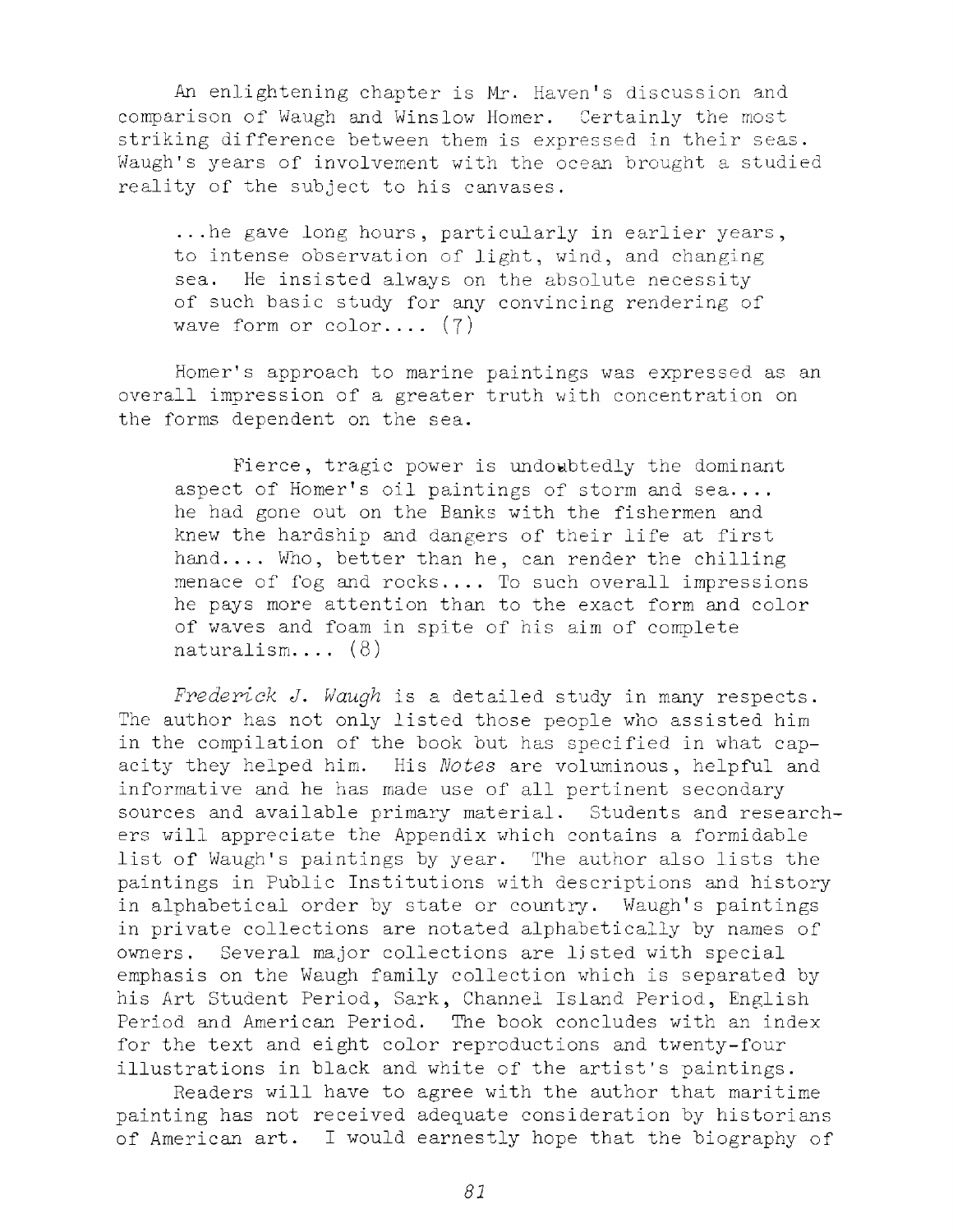An enlightening chapter is Mr. Haven's discussion and comparison of Waugh and Winslow Homer. Certainly the most striking difference between them is expressed in their seas. Waugh's years of involvement with the ocean brought a studied reality of the subject to his canvases.

> ...he gave long hours, particularly in earlier years, to intense observation of light, wind, and changing sea. He insisted always on the absolute necessity of such basic study for any convincing rendering of wave form or color.... (7)

Homer's approach to marine paintings was expressed as an overall impression of a greater truth with concentration on the forms dependent on the sea.

> Fierce, tragic power is undoubtedly the dominant aspect of Homer's oil paintings of storm and sea.... he had gone out on the Banks with the fishermen and knew the hardship and dangers of their life at first hand.... Who, better than he, can render the chilling menace of fog and rocks.... To such overall impressions he pays more attention than to the exact form and color of waves and foam in spite of his aim of complete naturalism.... (8)

*Frederick J. Waugh* is a detailed study in many respects. The author has not only listed those people who assisted him in the compilation of the book but has specified in what capacity they helped him. His *Notes* are voluminous, helpful and informative and he has made use of all pertinent secondary sources and available primary material. Students and researchers will appreciate the Appendix which contains a formidable list of Waugh's paintings by year. The author also lists the paintings in Public Institutions with descriptions and history in alphabetical order by state or country. Waugh's paintings in private collections are notated alphabetically by names of owners. Several major collections are listed with special emphasis on the Waugh family collection which is separated by his Art Student Period, Sark, Channel Island Period, English Period and American Period. The book concludes with an index for the text and eight color reproductions and twenty-four illustrations in black and white of the artist's paintings.

Readers will have to agree with the author that maritime painting has not received adequate consideration by historians of American art. I would earnestly hope that the biography of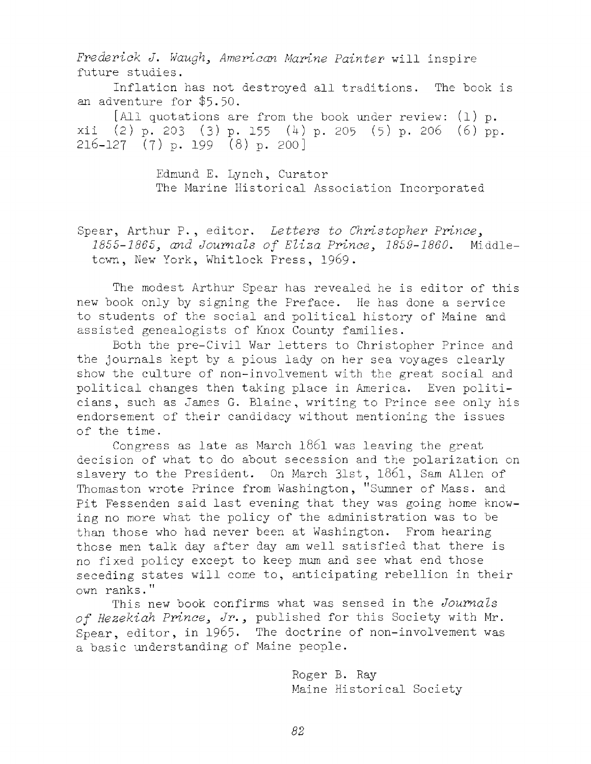*Frederick J. Waugh, American Marine Painter* will inspire future studies.

Inflation has not destroyed all traditions. The book is an adventure for $5.50.

[All quotations are from the book under review: (1) p. xii (2) p. 203 (3) p. 155 (4) p. 205 (5) p. 206 (6) pp. 216-127 (7) p. 199 (8) p. 200]

Edmund E. Lynch, Curator
The Marine Historical Association Incorporated

Spear, Arthur P., editor. *Letters to Christopher Prince, 1855-1865, and Journals of Eliza Prince, 1859-1860.* Middletown, New York, Whitlock Press, 1969.

The modest Arthur Spear has revealed he is editor of this new book only by signing the Preface. He has done a service to students of the social and political history of Maine and assisted genealogists of Knox County families.

Both the pre-Civil War letters to Christopher Prince and the journals kept by a pious lady on her sea voyages clearly show the culture of non-involvement with the great social and political changes then taking place in America. Even politicians, such as James G. Blaine, writing to Prince see only his endorsement of their candidacy without mentioning the issues of the time.

Congress as late as March 1861 was leaving the great decision of what to do about secession and the polarization on slavery to the President. On March 31st, 1861, Sam Allen of Thomaston wrote Prince from Washington, "Sumner of Mass. and Pit Fessenden said last evening that they was going home knowing no more what the policy of the administration was to be than those who had never been at Washington. From hearing those men talk day after day am well satisfied that there is no fixed policy except to keep mum and see what end those seceding states will come to, anticipating rebellion in their own ranks."

This new book confirms what was sensed in the *Journals of Hezekiah Prince, Jr.*, published for this Society with Mr. Spear, editor, in 1965. The doctrine of non-involvement was a basic understanding of Maine people.

Roger B. Ray
Maine Historical Society